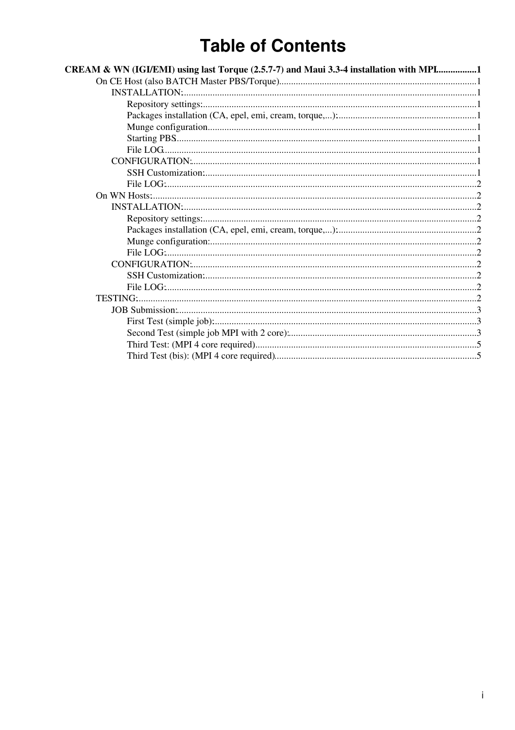# Table of Contents

**CREAM & WN (IGI/EMI) using last Torque (2.5.7-7) and Maui 3.3-4 installation with MPI................1**

- On CE Host (also BATCH Master PBS/Torque)..................................................................................1
  - INSTALLATION:..........................................................................................................1
    - Repository settings:..................................................................................................1
    - Packages installation (CA, epel, emi, cream, torque,...):..........................................................1
    - Munge configuration................................................................................................1
    - Starting PBS.............................................................................................................1
    - File LOG..................................................................................................................1
  - CONFIGURATION:......................................................................................................1
    - SSH Customization:.................................................................................................1
    - File LOG:.................................................................................................................2
- On WN Hosts:......................................................................................................................2
  - INSTALLATION:..........................................................................................................2
    - Repository settings:..................................................................................................2
    - Packages installation (CA, epel, emi, cream, torque,...):..........................................................2
    - Munge configuration:...............................................................................................2
    - File LOG:.................................................................................................................2
  - CONFIGURATION:......................................................................................................2
    - SSH Customization:.................................................................................................2
    - File LOG:.................................................................................................................2
- TESTING:............................................................................................................................2
  - JOB Submission:............................................................................................................3
    - First Test (simple job):.............................................................................................3
    - Second Test (simple job MPI with 2 core):..............................................................3
    - Third Test: (MPI 4 core required)............................................................................5
    - Third Test (bis): (MPI 4 core required)....................................................................5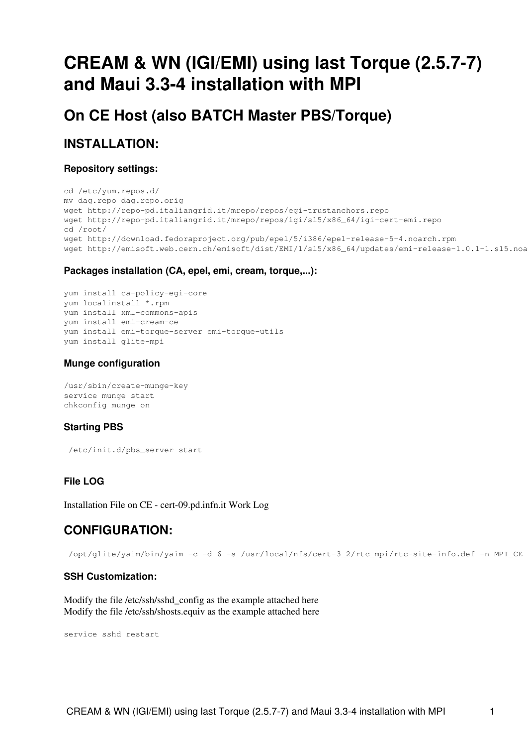# CREAM & WN (IGI/EMI) using last Torque (2.5.7-7) and Maui 3.3-4 installation with MPI

## On CE Host (also BATCH Master PBS/Torque)

### INSTALLATION:

#### Repository settings:

```
cd /etc/yum.repos.d/
mv dag.repo dag.repo.orig
wget http://repo-pd.italiangrid.it/mrepo/repos/egi-trustanchors.repo
wget http://repo-pd.italiangrid.it/mrepo/repos/igi/sl5/x86_64/igi-cert-emi.repo
cd /root/
wget http://download.fedoraproject.org/pub/epel/5/i386/epel-release-5-4.noarch.rpm
wget http://emisoft.web.cern.ch/emisoft/dist/EMI/1/sl5/x86_64/updates/emi-release-1.0.1-1.sl5.noa
```

#### Packages installation (CA, epel, emi, cream, torque,...):

```
yum install ca-policy-egi-core
yum localinstall *.rpm
yum install xml-commons-apis
yum install emi-cream-ce
yum install emi-torque-server emi-torque-utils
yum install glite-mpi
```

#### Munge configuration

```
/usr/sbin/create-munge-key
service munge start
chkconfig munge on
```

#### Starting PBS

```
/etc/init.d/pbs_server start
```

#### File LOG

Installation File on CE - cert-09.pd.infn.it Work Log

### CONFIGURATION:

```
/opt/glite/yaim/bin/yaim -c -d 6 -s /usr/local/nfs/cert-3_2/rtc_mpi/rtc-site-info.def -n MPI_CE
```

#### SSH Customization:

Modify the file /etc/ssh/sshd_config as the example attached here
Modify the file /etc/ssh/shosts.equiv as the example attached here

```
service sshd restart
```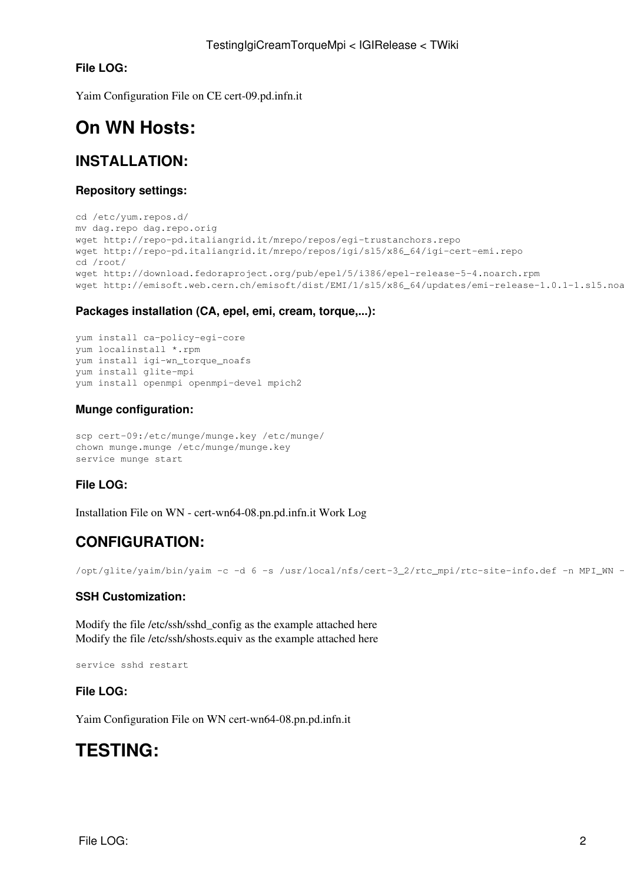### File LOG:

Yaim Configuration File on CE cert-09.pd.infn.it

# On WN Hosts:

## INSTALLATION:

### Repository settings:

```
cd /etc/yum.repos.d/
mv dag.repo dag.repo.orig
wget http://repo-pd.italiangrid.it/mrepo/repos/egi-trustanchors.repo
wget http://repo-pd.italiangrid.it/mrepo/repos/igi/sl5/x86_64/igi-cert-emi.repo
cd /root/
wget http://download.fedoraproject.org/pub/epel/5/i386/epel-release-5-4.noarch.rpm
wget http://emisoft.web.cern.ch/emisoft/dist/EMI/1/sl5/x86_64/updates/emi-release-1.0.1-1.sl5.noa
```

### Packages installation (CA, epel, emi, cream, torque,...):

```
yum install ca-policy-egi-core
yum localinstall *.rpm
yum install igi-wn_torque_noafs
yum install glite-mpi
yum install openmpi openmpi-devel mpich2
```

### Munge configuration:

```
scp cert-09:/etc/munge/munge.key /etc/munge/
chown munge.munge /etc/munge/munge.key
service munge start
```

### File LOG:

Installation File on WN - cert-wn64-08.pn.pd.infn.it Work Log

## CONFIGURATION:

```
/opt/glite/yaim/bin/yaim -c -d 6 -s /usr/local/nfs/cert-3_2/rtc_mpi/rtc-site-info.def -n MPI_WN -
```

### SSH Customization:

Modify the file /etc/ssh/sshd_config as the example attached here
Modify the file /etc/ssh/shosts.equiv as the example attached here

```
service sshd restart
```

### File LOG:

Yaim Configuration File on WN cert-wn64-08.pn.pd.infn.it

# TESTING: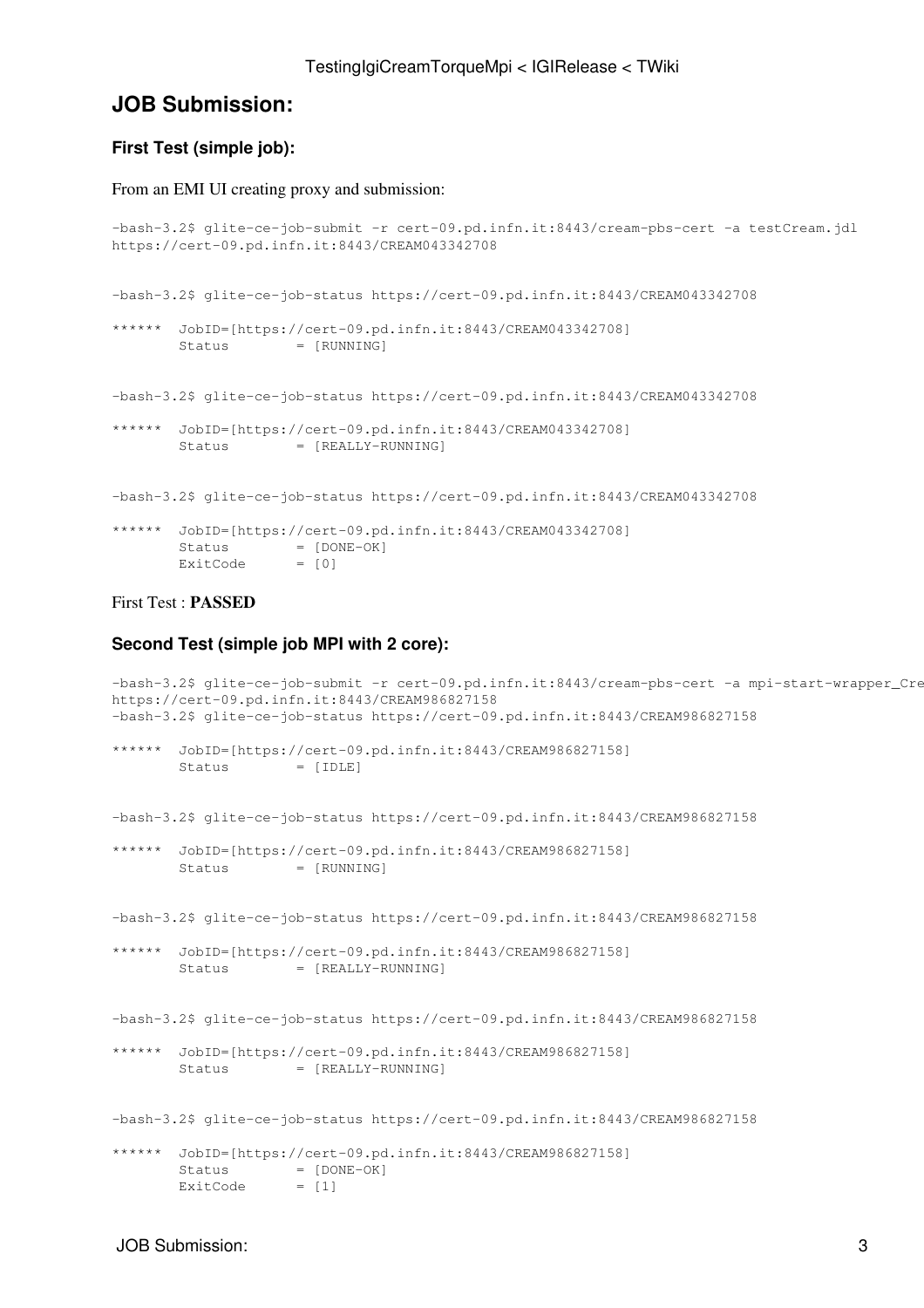## JOB Submission:

### First Test (simple job):

From an EMI UI creating proxy and submission:

```
-bash-3.2$ glite-ce-job-submit -r cert-09.pd.infn.it:8443/cream-pbs-cert -a testCream.jdl
https://cert-09.pd.infn.it:8443/CREAM043342708


-bash-3.2$ glite-ce-job-status https://cert-09.pd.infn.it:8443/CREAM043342708

******  JobID=[https://cert-09.pd.infn.it:8443/CREAM043342708]
        Status        = [RUNNING]


-bash-3.2$ glite-ce-job-status https://cert-09.pd.infn.it:8443/CREAM043342708

******  JobID=[https://cert-09.pd.infn.it:8443/CREAM043342708]
        Status        = [REALLY-RUNNING]


-bash-3.2$ glite-ce-job-status https://cert-09.pd.infn.it:8443/CREAM043342708

******  JobID=[https://cert-09.pd.infn.it:8443/CREAM043342708]
        Status        = [DONE-OK]
        ExitCode      = [0]
```

First Test : **PASSED**

### Second Test (simple job MPI with 2 core):

```
-bash-3.2$ glite-ce-job-submit -r cert-09.pd.infn.it:8443/cream-pbs-cert -a mpi-start-wrapper_Cre
https://cert-09.pd.infn.it:8443/CREAM986827158
-bash-3.2$ glite-ce-job-status https://cert-09.pd.infn.it:8443/CREAM986827158

******  JobID=[https://cert-09.pd.infn.it:8443/CREAM986827158]
        Status        = [IDLE]


-bash-3.2$ glite-ce-job-status https://cert-09.pd.infn.it:8443/CREAM986827158

******  JobID=[https://cert-09.pd.infn.it:8443/CREAM986827158]
        Status        = [RUNNING]


-bash-3.2$ glite-ce-job-status https://cert-09.pd.infn.it:8443/CREAM986827158

******  JobID=[https://cert-09.pd.infn.it:8443/CREAM986827158]
        Status        = [REALLY-RUNNING]


-bash-3.2$ glite-ce-job-status https://cert-09.pd.infn.it:8443/CREAM986827158

******  JobID=[https://cert-09.pd.infn.it:8443/CREAM986827158]
        Status        = [REALLY-RUNNING]


-bash-3.2$ glite-ce-job-status https://cert-09.pd.infn.it:8443/CREAM986827158

******  JobID=[https://cert-09.pd.infn.it:8443/CREAM986827158]
        Status        = [DONE-OK]
        ExitCode      = [1]
```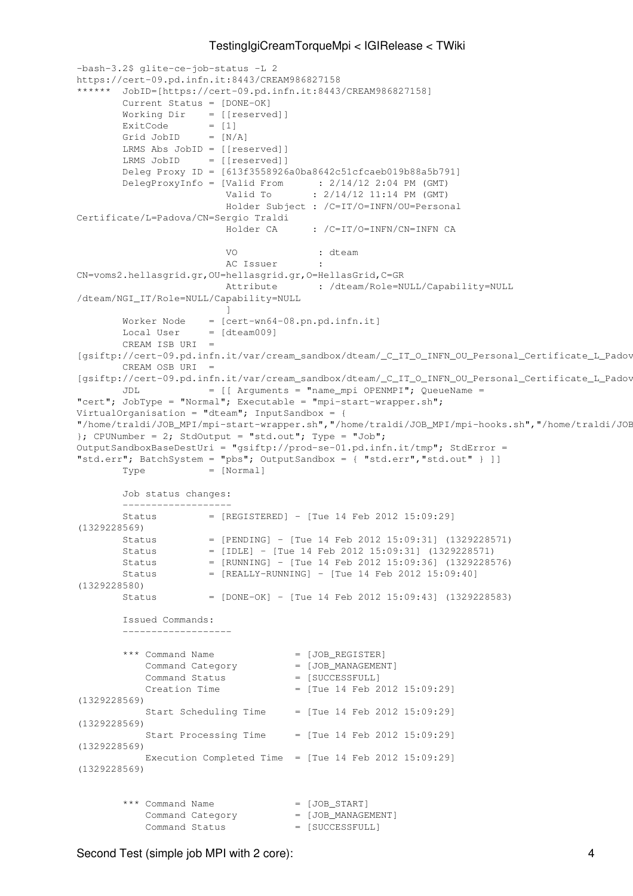```
-bash-3.2$ glite-ce-job-status -L 2
https://cert-09.pd.infn.it:8443/CREAM986827158
******  JobID=[https://cert-09.pd.infn.it:8443/CREAM986827158]
        Current Status = [DONE-OK]
        Working Dir    = [[reserved]]
        ExitCode       = [1]
        Grid JobID     = [N/A]
        LRMS Abs JobID = [[reserved]]
        LRMS JobID     = [[reserved]]
        Deleg Proxy ID = [613f3558926a0ba8642c51cfcaeb019b88a5b791]
        DelegProxyInfo = [Valid From      : 2/14/12 2:04 PM (GMT)
                          Valid To        : 2/14/12 11:14 PM (GMT)
                          Holder Subject : /C=IT/O=INFN/OU=Personal
Certificate/L=Padova/CN=Sergio Traldi
                          Holder CA       : /C=IT/O=INFN/CN=INFN CA

                          VO              : dteam
                          AC Issuer       :
CN=voms2.hellasgrid.gr,OU=hellasgrid.gr,O=HellasGrid,C=GR
                          Attribute       : /dteam/Role=NULL/Capability=NULL
/dteam/NGI_IT/Role=NULL/Capability=NULL
                          ]
        Worker Node    = [cert-wn64-08.pn.pd.infn.it]
        Local User     = [dteam009]
        CREAM ISB URI  =
[gsiftp://cert-09.pd.infn.it/var/cream_sandbox/dteam/_C_IT_O_INFN_OU_Personal_Certificate_L_Padov
        CREAM OSB URI  =
[gsiftp://cert-09.pd.infn.it/var/cream_sandbox/dteam/_C_IT_O_INFN_OU_Personal_Certificate_L_Padov
        JDL            = [[ Arguments = "name_mpi OPENMPI"; QueueName =
"cert"; JobType = "Normal"; Executable = "mpi-start-wrapper.sh";
VirtualOrganisation = "dteam"; InputSandbox = {
"/home/traldi/JOB_MPI/mpi-start-wrapper.sh","/home/traldi/JOB_MPI/mpi-hooks.sh","/home/traldi/JOB
}; CPUNumber = 2; StdOutput = "std.out"; Type = "Job";
OutputSandboxBaseDestUri = "gsiftp://prod-se-01.pd.infn.it/tmp"; StdError =
"std.err"; BatchSystem = "pbs"; OutputSandbox = { "std.err","std.out" } ]]
        Type           = [Normal]

        Job status changes:
        -------------------
        Status         = [REGISTERED] - [Tue 14 Feb 2012 15:09:29]
(1329228569)
        Status         = [PENDING] - [Tue 14 Feb 2012 15:09:31] (1329228571)
        Status         = [IDLE] - [Tue 14 Feb 2012 15:09:31] (1329228571)
        Status         = [RUNNING] - [Tue 14 Feb 2012 15:09:36] (1329228576)
        Status         = [REALLY-RUNNING] - [Tue 14 Feb 2012 15:09:40]
(1329228580)
        Status         = [DONE-OK] - [Tue 14 Feb 2012 15:09:43] (1329228583)

        Issued Commands:
        -------------------

        *** Command Name              = [JOB_REGISTER]
            Command Category          = [JOB_MANAGEMENT]
            Command Status            = [SUCCESSFULL]
            Creation Time             = [Tue 14 Feb 2012 15:09:29]
(1329228569)
            Start Scheduling Time     = [Tue 14 Feb 2012 15:09:29]
(1329228569)
            Start Processing Time     = [Tue 14 Feb 2012 15:09:29]
(1329228569)
            Execution Completed Time  = [Tue 14 Feb 2012 15:09:29]
(1329228569)


        *** Command Name              = [JOB_START]
            Command Category          = [JOB_MANAGEMENT]
            Command Status            = [SUCCESSFULL]
```

Second Test (simple job MPI with 2 core):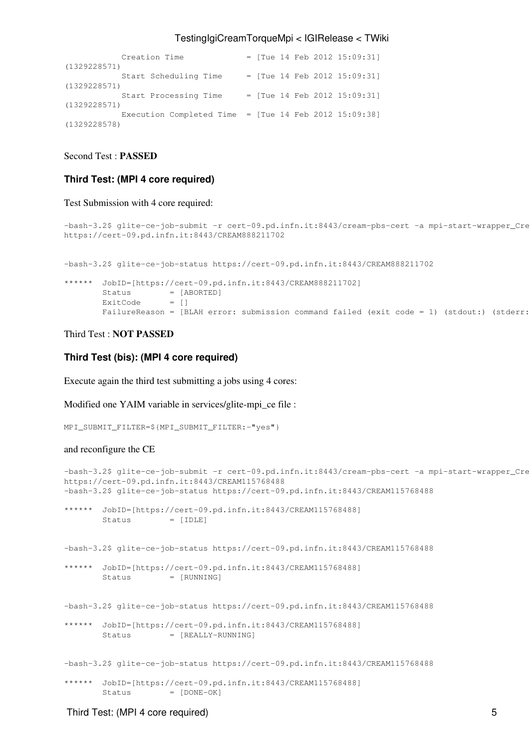```
            Creation Time             = [Tue 14 Feb 2012 15:09:31]
(1329228571)
            Start Scheduling Time     = [Tue 14 Feb 2012 15:09:31]
(1329228571)
            Start Processing Time     = [Tue 14 Feb 2012 15:09:31]
(1329228571)
            Execution Completed Time  = [Tue 14 Feb 2012 15:09:38]
(1329228578)
```

Second Test : **PASSED**

### Third Test: (MPI 4 core required)

Test Submission with 4 core required:

```
-bash-3.2$ glite-ce-job-submit -r cert-09.pd.infn.it:8443/cream-pbs-cert -a mpi-start-wrapper_Cre
https://cert-09.pd.infn.it:8443/CREAM888211702


-bash-3.2$ glite-ce-job-status https://cert-09.pd.infn.it:8443/CREAM888211702

******  JobID=[https://cert-09.pd.infn.it:8443/CREAM888211702]
        Status        = [ABORTED]
        ExitCode      = []
        FailureReason = [BLAH error: submission command failed (exit code = 1) (stdout:) (stderr:
```

Third Test : **NOT PASSED**

### Third Test (bis): (MPI 4 core required)

Execute again the third test submitting a jobs using 4 cores:

Modified one YAIM variable in services/glite-mpi_ce file :

```
MPI_SUBMIT_FILTER=${MPI_SUBMIT_FILTER:-"yes"}
```

and reconfigure the CE

```
-bash-3.2$ glite-ce-job-submit -r cert-09.pd.infn.it:8443/cream-pbs-cert -a mpi-start-wrapper_Cre
https://cert-09.pd.infn.it:8443/CREAM115768488
-bash-3.2$ glite-ce-job-status https://cert-09.pd.infn.it:8443/CREAM115768488

******  JobID=[https://cert-09.pd.infn.it:8443/CREAM115768488]
        Status        = [IDLE]


-bash-3.2$ glite-ce-job-status https://cert-09.pd.infn.it:8443/CREAM115768488

******  JobID=[https://cert-09.pd.infn.it:8443/CREAM115768488]
        Status        = [RUNNING]


-bash-3.2$ glite-ce-job-status https://cert-09.pd.infn.it:8443/CREAM115768488

******  JobID=[https://cert-09.pd.infn.it:8443/CREAM115768488]
        Status        = [REALLY-RUNNING]


-bash-3.2$ glite-ce-job-status https://cert-09.pd.infn.it:8443/CREAM115768488

******  JobID=[https://cert-09.pd.infn.it:8443/CREAM115768488]
        Status        = [DONE-OK]
```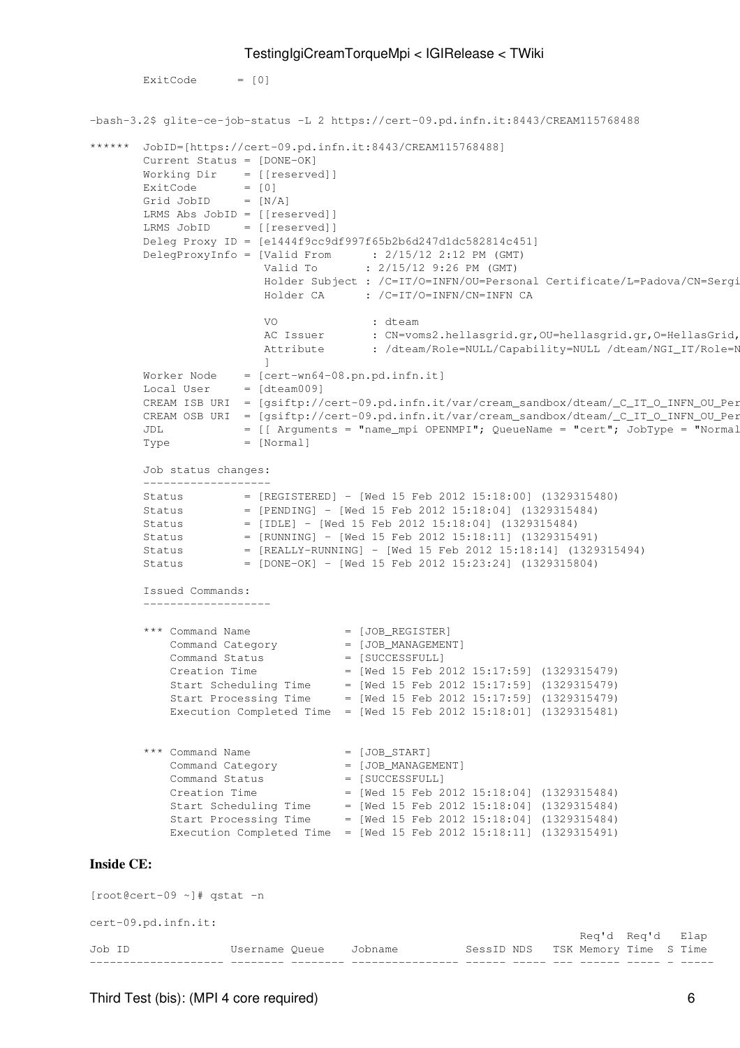```
        ExitCode      = [0]


-bash-3.2$ glite-ce-job-status -L 2 https://cert-09.pd.infn.it:8443/CREAM115768488

******  JobID=[https://cert-09.pd.infn.it:8443/CREAM115768488]
        Current Status = [DONE-OK]
        Working Dir    = [[reserved]]
        ExitCode       = [0]
        Grid JobID     = [N/A]
        LRMS Abs JobID = [[reserved]]
        LRMS JobID     = [[reserved]]
        Deleg Proxy ID = [e1444f9cc9df997f65b2b6d247d1dc582814c451]
        DelegProxyInfo = [Valid From      : 2/15/12 2:12 PM (GMT)
                          Valid To        : 2/15/12 9:26 PM (GMT)
                          Holder Subject : /C=IT/O=INFN/OU=Personal Certificate/L=Padova/CN=Sergi
                          Holder CA       : /C=IT/O=INFN/CN=INFN CA

                          VO               : dteam
                          AC Issuer        : CN=voms2.hellasgrid.gr,OU=hellasgrid.gr,O=HellasGrid,
                          Attribute        : /dteam/Role=NULL/Capability=NULL /dteam/NGI_IT/Role=N
                          ]
        Worker Node    = [cert-wn64-08.pn.pd.infn.it]
        Local User     = [dteam009]
        CREAM ISB URI  = [gsiftp://cert-09.pd.infn.it/var/cream_sandbox/dteam/_C_IT_O_INFN_OU_Per
        CREAM OSB URI  = [gsiftp://cert-09.pd.infn.it/var/cream_sandbox/dteam/_C_IT_O_INFN_OU_Per
        JDL            = [[ Arguments = "name_mpi OPENMPI"; QueueName = "cert"; JobType = "Normal
        Type           = [Normal]

        Job status changes:
        -------------------
        Status         = [REGISTERED] - [Wed 15 Feb 2012 15:18:00] (1329315480)
        Status         = [PENDING] - [Wed 15 Feb 2012 15:18:04] (1329315484)
        Status         = [IDLE] - [Wed 15 Feb 2012 15:18:04] (1329315484)
        Status         = [RUNNING] - [Wed 15 Feb 2012 15:18:11] (1329315491)
        Status         = [REALLY-RUNNING] - [Wed 15 Feb 2012 15:18:14] (1329315494)
        Status         = [DONE-OK] - [Wed 15 Feb 2012 15:23:24] (1329315804)

        Issued Commands:
        -------------------

        *** Command Name              = [JOB_REGISTER]
            Command Category          = [JOB_MANAGEMENT]
            Command Status            = [SUCCESSFULL]
            Creation Time             = [Wed 15 Feb 2012 15:17:59] (1329315479)
            Start Scheduling Time     = [Wed 15 Feb 2012 15:17:59] (1329315479)
            Start Processing Time     = [Wed 15 Feb 2012 15:17:59] (1329315479)
            Execution Completed Time  = [Wed 15 Feb 2012 15:18:01] (1329315481)


        *** Command Name              = [JOB_START]
            Command Category          = [JOB_MANAGEMENT]
            Command Status            = [SUCCESSFULL]
            Creation Time             = [Wed 15 Feb 2012 15:18:04] (1329315484)
            Start Scheduling Time     = [Wed 15 Feb 2012 15:18:04] (1329315484)
            Start Processing Time     = [Wed 15 Feb 2012 15:18:04] (1329315484)
            Execution Completed Time  = [Wed 15 Feb 2012 15:18:11] (1329315491)
```

**Inside CE:**

```
[root@cert-09 ~]# qstat -n

cert-09.pd.infn.it:
                                                                         Req'd  Req'd   Elap
Job ID               Username Queue    Jobname          SessID NDS   TSK Memory Time  S Time
-------------------- -------- -------- ---------------- ------ ----- --- ------ ----- - -----
```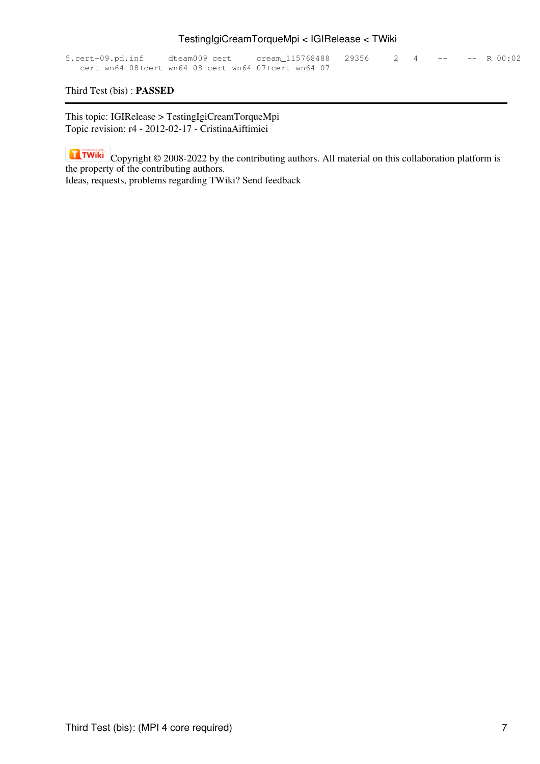```
5.cert-09.pd.inf     dteam009 cert     cream_115768488   29356     2   4    --     --  R 00:02
   cert-wn64-08+cert-wn64-08+cert-wn64-07+cert-wn64-07
```

Third Test (bis) : **PASSED**

---

This topic: IGIRelease > TestingIgiCreamTorqueMpi
Topic revision: r4 - 2012-02-17 - CristinaAiftimiei

Copyright © 2008-2022 by the contributing authors. All material on this collaboration platform is the property of the contributing authors.
Ideas, requests, problems regarding TWiki? Send feedback